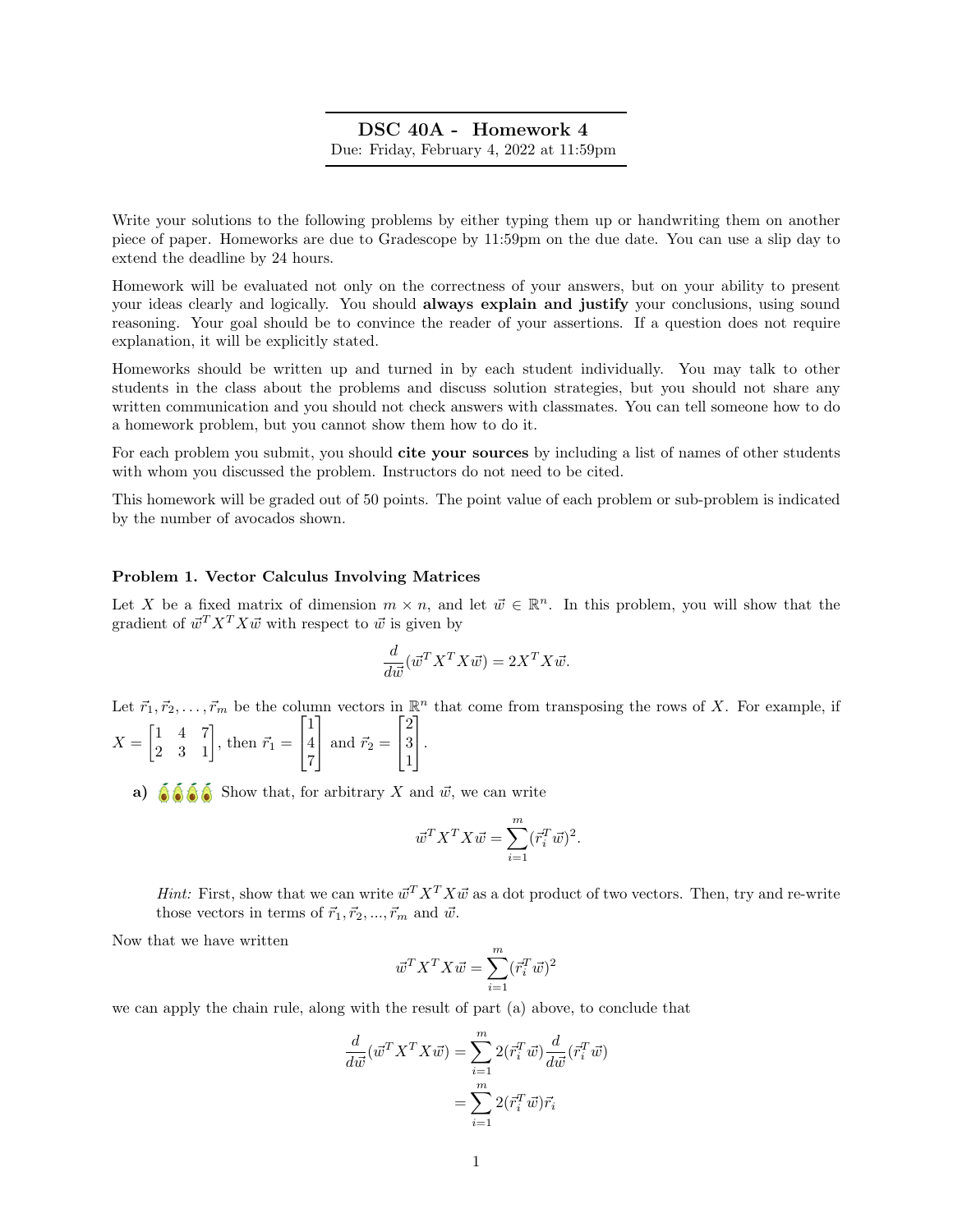# DSC 40A - Homework 4

Due: Friday, February 4, 2022 at 11:59pm

Write your solutions to the following problems by either typing them up or handwriting them on another piece of paper. Homeworks are due to Gradescope by 11:59pm on the due date. You can use a slip day to extend the deadline by 24 hours.

Homework will be evaluated not only on the correctness of your answers, but on your ability to present your ideas clearly and logically. You should **always explain and justify** your conclusions, using sound reasoning. Your goal should be to convince the reader of your assertions. If a question does not require explanation, it will be explicitly stated.

Homeworks should be written up and turned in by each student individually. You may talk to other students in the class about the problems and discuss solution strategies, but you should not share any written communication and you should not check answers with classmates. You can tell someone how to do a homework problem, but you cannot show them how to do it.

For each problem you submit, you should **cite your sources** by including a list of names of other students with whom you discussed the problem. Instructors do not need to be cited.

This homework will be graded out of 50 points. The point value of each problem or sub-problem is indicated by the number of avocados shown.

### Problem 1. Vector Calculus Involving Matrices

Let $X$ be a fixed matrix of dimension $m \times n$, and let $\vec{w} \in \mathbb{R}^n$. In this problem, you will show that the gradient of $\vec{w}^T X^T X \vec{w}$ with respect to $\vec{w}$ is given by

$$\frac{d}{d\vec{w}}(\vec{w}^T X^T X \vec{w}) = 2X^T X \vec{w}.$$

Let $\vec{r}_1, \vec{r}_2, \ldots, \vec{r}_m$ be the column vectors in $\mathbb{R}^n$ that come from transposing the rows of $X$. For example, if $X = \begin{bmatrix} 1 & 4 & 7 \\ 2 & 3 & 1 \end{bmatrix}$, then $\vec{r}_1 = \begin{bmatrix} 1 \\ 4 \\ 7 \end{bmatrix}$ and $\vec{r}_2 = \begin{bmatrix} 2 \\ 3 \\ 1 \end{bmatrix}$.

**a)** 🥑🥑🥑🥑 Show that, for arbitrary $X$ and $\vec{w}$, we can write

$$\vec{w}^T X^T X \vec{w} = \sum_{i=1}^{m} (\vec{r}_i^T \vec{w})^2.$$

*Hint:* First, show that we can write $\vec{w}^T X^T X \vec{w}$ as a dot product of two vectors. Then, try and re-write those vectors in terms of $\vec{r}_1, \vec{r}_2, ..., \vec{r}_m$ and $\vec{w}$.

Now that we have written

$$\vec{w}^T X^T X \vec{w} = \sum_{i=1}^{m} (\vec{r}_i^T \vec{w})^2$$

we can apply the chain rule, along with the result of part (a) above, to conclude that

$$\begin{aligned}
\frac{d}{d\vec{w}}(\vec{w}^T X^T X \vec{w}) &= \sum_{i=1}^{m} 2(\vec{r}_i^T \vec{w}) \frac{d}{d\vec{w}}(\vec{r}_i^T \vec{w}) \\
&= \sum_{i=1}^{m} 2(\vec{r}_i^T \vec{w}) \vec{r}_i
\end{aligned}$$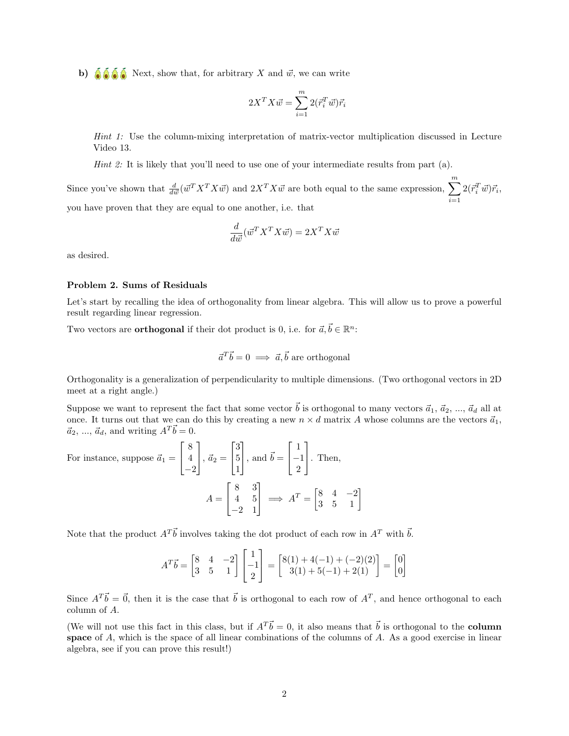**b)** 🥑🥑🥑🥑 Next, show that, for arbitrary $X$ and $\vec{w}$, we can write

$$2X^T X\vec{w} = \sum_{i=1}^{m} 2(\vec{r}_i^T \vec{w})\vec{r}_i$$

*Hint 1:* Use the column-mixing interpretation of matrix-vector multiplication discussed in Lecture Video 13.

*Hint 2:* It is likely that you'll need to use one of your intermediate results from part (a).

Since you've shown that $\frac{d}{d\vec{w}}(\vec{w}^T X^T X\vec{w})$ and $2X^T X\vec{w}$ are both equal to the same expression, $\sum_{i=1}^{m} 2(\vec{r}_i^T \vec{w})\vec{r}_i$, you have proven that they are equal to one another, i.e. that

$$\frac{d}{d\vec{w}}(\vec{w}^T X^T X\vec{w}) = 2X^T X\vec{w}$$

as desired.

**Problem 2. Sums of Residuals**

Let's start by recalling the idea of orthogonality from linear algebra. This will allow us to prove a powerful result regarding linear regression.

Two vectors are **orthogonal** if their dot product is 0, i.e. for $\vec{a}, \vec{b} \in \mathbb{R}^n$:

$$\vec{a}^T \vec{b} = 0 \implies \vec{a}, \vec{b} \text{ are orthogonal}$$

Orthogonality is a generalization of perpendicularity to multiple dimensions. (Two orthogonal vectors in 2D meet at a right angle.)

Suppose we want to represent the fact that some vector $\vec{b}$ is orthogonal to many vectors $\vec{a}_1$, $\vec{a}_2$, ..., $\vec{a}_d$ all at once. It turns out that we can do this by creating a new $n \times d$ matrix $A$ whose columns are the vectors $\vec{a}_1$, $\vec{a}_2$, ..., $\vec{a}_d$, and writing $A^T \vec{b} = 0$.

For instance, suppose $\vec{a}_1 = \begin{bmatrix} 8 \\ 4 \\ -2 \end{bmatrix}$, $\vec{a}_2 = \begin{bmatrix} 3 \\ 5 \\ 1 \end{bmatrix}$, and $\vec{b} = \begin{bmatrix} 1 \\ -1 \\ 2 \end{bmatrix}$. Then,

$$A = \begin{bmatrix} 8 & 3 \\ 4 & 5 \\ -2 & 1 \end{bmatrix} \implies A^T = \begin{bmatrix} 8 & 4 & -2 \\ 3 & 5 & 1 \end{bmatrix}$$

Note that the product $A^T \vec{b}$ involves taking the dot product of each row in $A^T$ with $\vec{b}$.

$$A^T \vec{b} = \begin{bmatrix} 8 & 4 & -2 \\ 3 & 5 & 1 \end{bmatrix} \begin{bmatrix} 1 \\ -1 \\ 2 \end{bmatrix} = \begin{bmatrix} 8(1) + 4(-1) + (-2)(2) \\ 3(1) + 5(-1) + 2(1) \end{bmatrix} = \begin{bmatrix} 0 \\ 0 \end{bmatrix}$$

Since $A^T \vec{b} = \vec{0}$, then it is the case that $\vec{b}$ is orthogonal to each row of $A^T$, and hence orthogonal to each column of $A$.

(We will not use this fact in this class, but if $A^T \vec{b} = 0$, it also means that $\vec{b}$ is orthogonal to the **column space** of $A$, which is the space of all linear combinations of the columns of $A$. As a good exercise in linear algebra, see if you can prove this result!)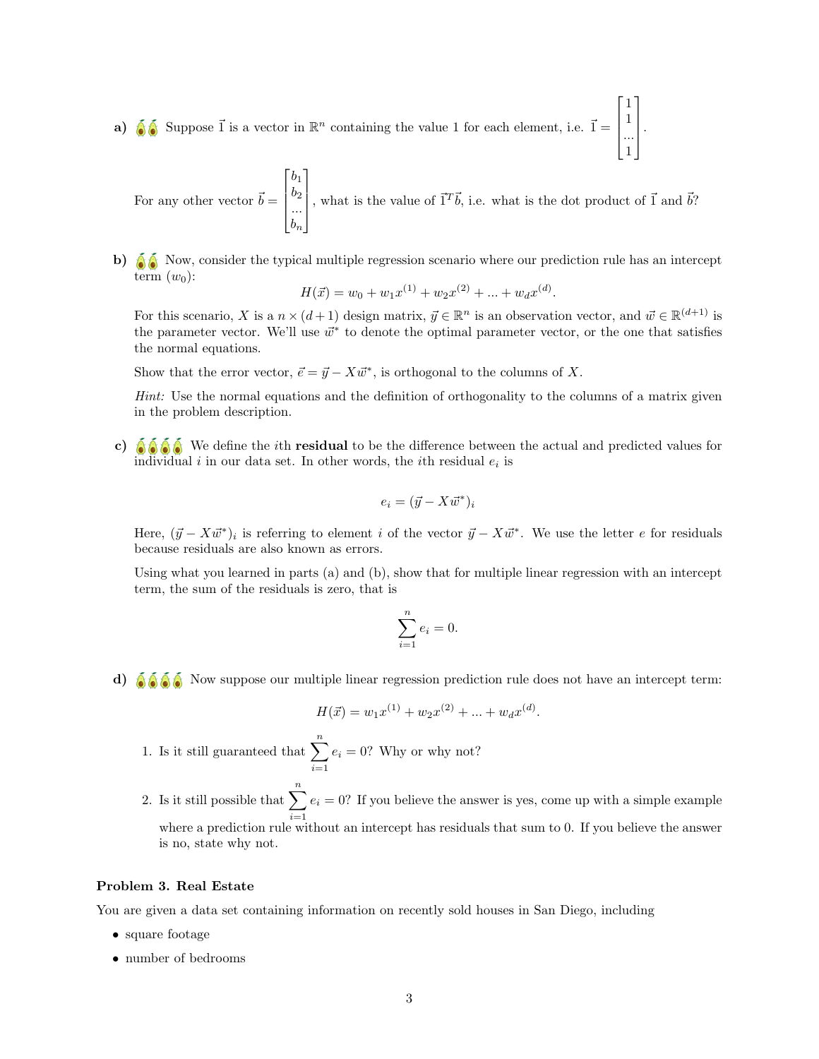**a)** 🥑🥑 Suppose $\vec{1}$ is a vector in $\mathbb{R}^n$ containing the value 1 for each element, i.e. $\vec{1} = \begin{bmatrix} 1 \\ 1 \\ ... \\ 1 \end{bmatrix}$.

For any other vector $\vec{b} = \begin{bmatrix} b_1 \\ b_2 \\ ... \\ b_n \end{bmatrix}$, what is the value of $\vec{1}^T\vec{b}$, i.e. what is the dot product of $\vec{1}$ and $\vec{b}$?

**b)** 🥑🥑 Now, consider the typical multiple regression scenario where our prediction rule has an intercept term ($w_0$):

$$H(\vec{x}) = w_0 + w_1 x^{(1)} + w_2 x^{(2)} + ... + w_d x^{(d)}.$$

For this scenario, $X$ is a $n \times (d+1)$ design matrix, $\vec{y} \in \mathbb{R}^n$ is an observation vector, and $\vec{w} \in \mathbb{R}^{(d+1)}$ is the parameter vector. We'll use $\vec{w}^*$ to denote the optimal parameter vector, or the one that satisfies the normal equations.

Show that the error vector, $\vec{e} = \vec{y} - X\vec{w}^*$, is orthogonal to the columns of $X$.

*Hint:* Use the normal equations and the definition of orthogonality to the columns of a matrix given in the problem description.

**c)** 🥑🥑🥑🥑 We define the $i$th **residual** to be the difference between the actual and predicted values for individual $i$ in our data set. In other words, the $i$th residual $e_i$ is

$$e_i = (\vec{y} - X\vec{w}^*)_i$$

Here, $(\vec{y} - X\vec{w}^*)_i$ is referring to element $i$ of the vector $\vec{y} - X\vec{w}^*$. We use the letter $e$ for residuals because residuals are also known as errors.

Using what you learned in parts (a) and (b), show that for multiple linear regression with an intercept term, the sum of the residuals is zero, that is

$$\sum_{i=1}^{n} e_i = 0.$$

**d)** 🥑🥑🥑🥑 Now suppose our multiple linear regression prediction rule does not have an intercept term:

$$H(\vec{x}) = w_1 x^{(1)} + w_2 x^{(2)} + ... + w_d x^{(d)}.$$

1. Is it still guaranteed that $\sum_{i=1}^{n} e_i = 0$? Why or why not?
2. Is it still possible that $\sum_{i=1}^{n} e_i = 0$? If you believe the answer is yes, come up with a simple example where a prediction rule without an intercept has residuals that sum to 0. If you believe the answer is no, state why not.

### Problem 3. Real Estate

You are given a data set containing information on recently sold houses in San Diego, including

- square footage
- number of bedrooms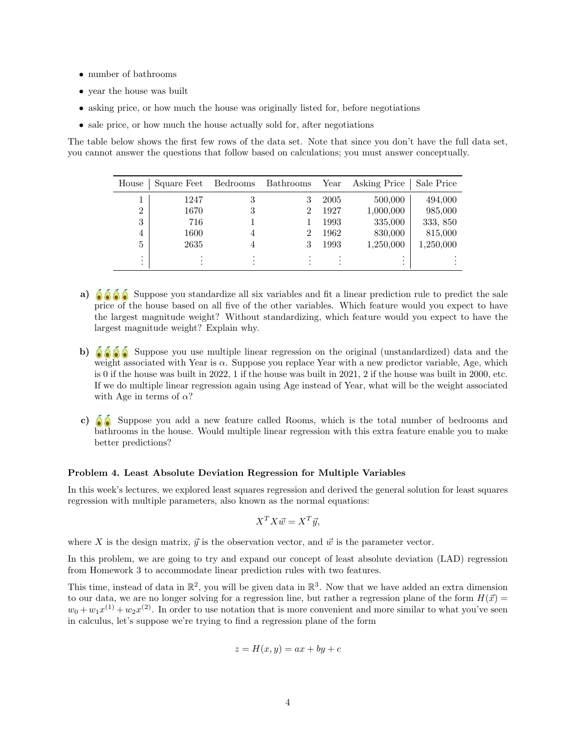- number of bathrooms
- year the house was built
- asking price, or how much the house was originally listed for, before negotiations
- sale price, or how much the house actually sold for, after negotiations

The table below shows the first few rows of the data set. Note that since you don't have the full data set, you cannot answer the questions that follow based on calculations; you must answer conceptually.

| House | Square Feet | Bedrooms | Bathrooms | Year | Asking Price | Sale Price |
|---|---|---|---|---|---|---|
| 1 | 1247 | 3 | 3 | 2005 | 500,000 | 494,000 |
| 2 | 1670 | 3 | 2 | 1927 | 1,000,000 | 985,000 |
| 3 | 716 | 1 | 1 | 1993 | 335,000 | 333, 850 |
| 4 | 1600 | 4 | 2 | 1962 | 830,000 | 815,000 |
| 5 | 2635 | 4 | 3 | 1993 | 1,250,000 | 1,250,000 |
| ⋮ | ⋮ | ⋮ | ⋮ | ⋮ | ⋮ | ⋮ |

**a)** Suppose you standardize all six variables and fit a linear prediction rule to predict the sale price of the house based on all five of the other variables. Which feature would you expect to have the largest magnitude weight? Without standardizing, which feature would you expect to have the largest magnitude weight? Explain why.

**b)** Suppose you use multiple linear regression on the original (unstandardized) data and the weight associated with Year is $\alpha$. Suppose you replace Year with a new predictor variable, Age, which is 0 if the house was built in 2022, 1 if the house was built in 2021, 2 if the house was built in 2000, etc. If we do multiple linear regression again using Age instead of Year, what will be the weight associated with Age in terms of $\alpha$?

**c)** Suppose you add a new feature called Rooms, which is the total number of bedrooms and bathrooms in the house. Would multiple linear regression with this extra feature enable you to make better predictions?

### Problem 4. Least Absolute Deviation Regression for Multiple Variables

In this week's lectures, we explored least squares regression and derived the general solution for least squares regression with multiple parameters, also known as the normal equations:

$$X^T X \vec{w} = X^T \vec{y},$$

where $X$ is the design matrix, $\vec{y}$ is the observation vector, and $\vec{w}$ is the parameter vector.

In this problem, we are going to try and expand our concept of least absolute deviation (LAD) regression from Homework 3 to accommodate linear prediction rules with two features.

This time, instead of data in $\mathbb{R}^2$, you will be given data in $\mathbb{R}^3$. Now that we have added an extra dimension to our data, we are no longer solving for a regression line, but rather a regression plane of the form $H(\vec{x}) = w_0 + w_1 x^{(1)} + w_2 x^{(2)}$. In order to use notation that is more convenient and more similar to what you've seen in calculus, let's suppose we're trying to find a regression plane of the form

$$z = H(x, y) = ax + by + c$$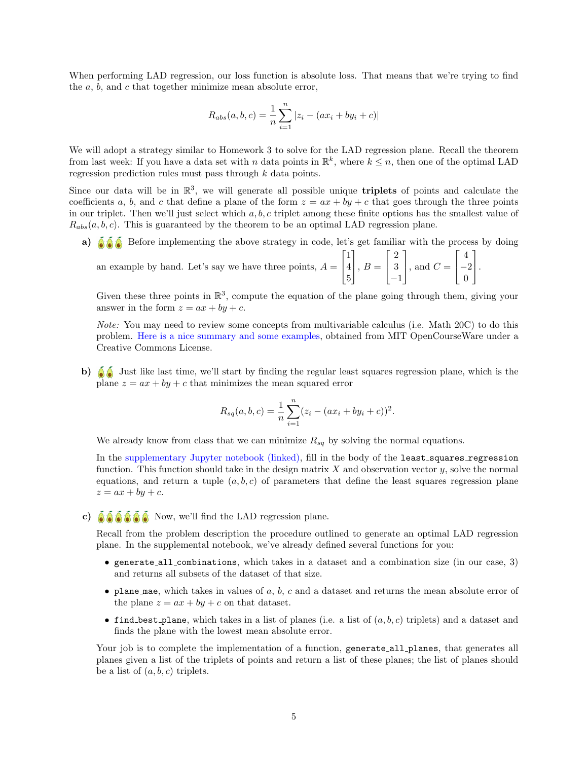When performing LAD regression, our loss function is absolute loss. That means that we're trying to find the $a$, $b$, and $c$ that together minimize mean absolute error,

$$R_{abs}(a, b, c) = \frac{1}{n}\sum_{i=1}^{n} |z_i - (ax_i + by_i + c)|$$

We will adopt a strategy similar to Homework 3 to solve for the LAD regression plane. Recall the theorem from last week: If you have a data set with $n$ data points in $\mathbb{R}^k$, where $k \leq n$, then one of the optimal LAD regression prediction rules must pass through $k$ data points.

Since our data will be in $\mathbb{R}^3$, we will generate all possible unique **triplets** of points and calculate the coefficients $a$, $b$, and $c$ that define a plane of the form $z = ax + by + c$ that goes through the three points in our triplet. Then we'll just select which $a, b, c$ triplet among these finite options has the smallest value of $R_{abs}(a, b, c)$. This is guaranteed by the theorem to be an optimal LAD regression plane.

**a)** 🥑🥑🥑 Before implementing the above strategy in code, let's get familiar with the process by doing an example by hand. Let's say we have three points, $A = \begin{bmatrix} 1 \\ 4 \\ 5 \end{bmatrix}$, $B = \begin{bmatrix} 2 \\ 3 \\ -1 \end{bmatrix}$, and $C = \begin{bmatrix} 4 \\ -2 \\ 0 \end{bmatrix}$.

Given these three points in $\mathbb{R}^3$, compute the equation of the plane going through them, giving your answer in the form $z = ax + by + c$.

*Note:* You may need to review some concepts from multivariable calculus (i.e. Math 20C) to do this problem. Here is a nice summary and some examples, obtained from MIT OpenCourseWare under a Creative Commons License.

**b)** 🥑🥑 Just like last time, we'll start by finding the regular least squares regression plane, which is the plane $z = ax + by + c$ that minimizes the mean squared error

$$R_{sq}(a, b, c) = \frac{1}{n}\sum_{i=1}^{n}(z_i - (ax_i + by_i + c))^2.$$

We already know from class that we can minimize $R_{sq}$ by solving the normal equations.

In the supplementary Jupyter notebook (linked), fill in the body of the `least_squares_regression` function. This function should take in the design matrix $X$ and observation vector $y$, solve the normal equations, and return a tuple $(a, b, c)$ of parameters that define the least squares regression plane $z = ax + by + c$.

**c)** 🥑🥑🥑🥑🥑🥑 Now, we'll find the LAD regression plane.

Recall from the problem description the procedure outlined to generate an optimal LAD regression plane. In the supplemental notebook, we've already defined several functions for you:

- `generate_all_combinations`, which takes in a dataset and a combination size (in our case, 3) and returns all subsets of the dataset of that size.
- `plane_mae`, which takes in values of $a$, $b$, $c$ and a dataset and returns the mean absolute error of the plane $z = ax + by + c$ on that dataset.
- `find_best_plane`, which takes in a list of planes (i.e. a list of $(a, b, c)$ triplets) and a dataset and finds the plane with the lowest mean absolute error.

Your job is to complete the implementation of a function, `generate_all_planes`, that generates all planes given a list of the triplets of points and return a list of these planes; the list of planes should be a list of $(a, b, c)$ triplets.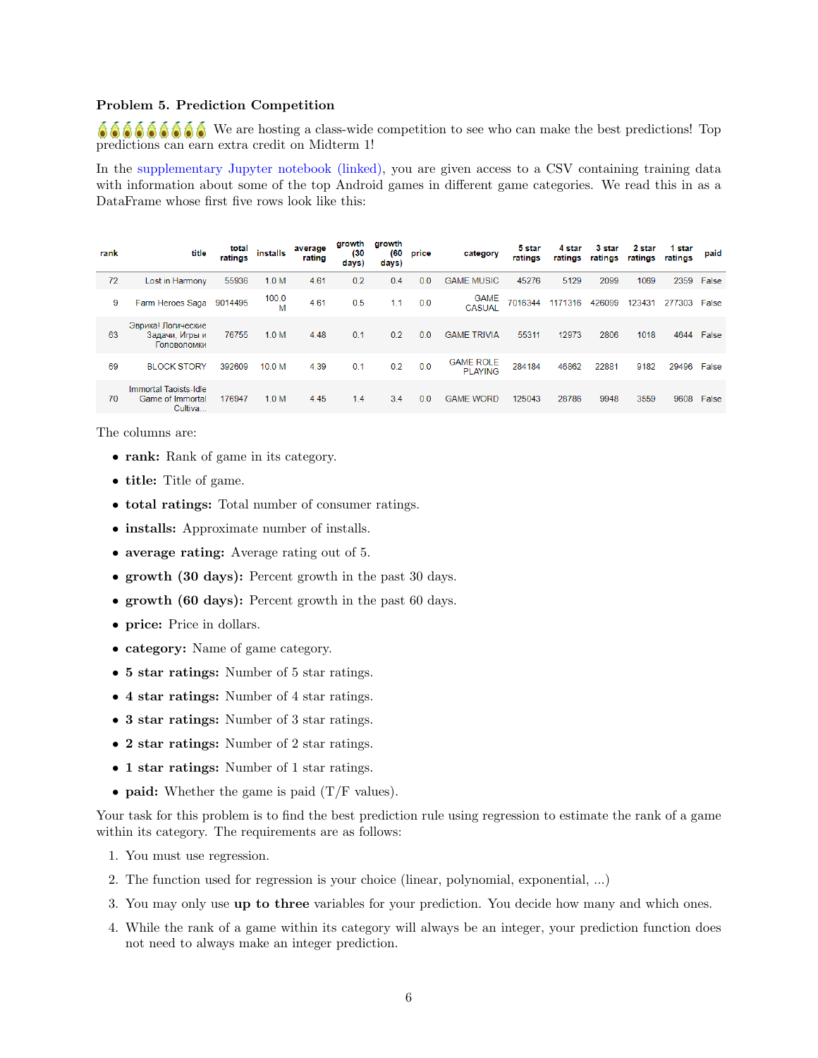**Problem 5. Prediction Competition**

🥑🥑🥑🥑🥑🥑🥑🥑🥑 We are hosting a class-wide competition to see who can make the best predictions! Top predictions can earn extra credit on Midterm 1!

In the supplementary Jupyter notebook (linked), you are given access to a CSV containing training data with information about some of the top Android games in different game categories. We read this in as a DataFrame whose first five rows look like this:

| rank | title | total ratings | installs | average rating | growth (30 days) | growth (60 days) | price | category | 5 star ratings | 4 star ratings | 3 star ratings | 2 star ratings | 1 star ratings | paid |
|---|---|---|---|---|---|---|---|---|---|---|---|---|---|---|
| 72 | Lost in Harmony | 55936 | 1.0 M | 4.61 | 0.2 | 0.4 | 0.0 | GAME MUSIC | 45276 | 5129 | 2099 | 1069 | 2359 | False |
| 9 | Farm Heroes Saga | 9014495 | 100.0 M | 4.61 | 0.5 | 1.1 | 0.0 | GAME CASUAL | 7016344 | 1171316 | 426099 | 123431 | 277303 | False |
| 63 | Эврика! Логические Задачи, Игры и Головоломки | 76755 | 1.0 M | 4.48 | 0.1 | 0.2 | 0.0 | GAME TRIVIA | 55311 | 12973 | 2806 | 1018 | 4644 | False |
| 69 | BLOCK STORY | 392609 | 10.0 M | 4.39 | 0.1 | 0.2 | 0.0 | GAME ROLE PLAYING | 284184 | 46862 | 22881 | 9182 | 29496 | False |
| 70 | Immortal Taoists-Idle Game of Immortal Cultiva... | 176947 | 1.0 M | 4.45 | 1.4 | 3.4 | 0.0 | GAME WORD | 125043 | 28786 | 9948 | 3559 | 9608 | False |

The columns are:

- **rank:** Rank of game in its category.
- **title:** Title of game.
- **total ratings:** Total number of consumer ratings.
- **installs:** Approximate number of installs.
- **average rating:** Average rating out of 5.
- **growth (30 days):** Percent growth in the past 30 days.
- **growth (60 days):** Percent growth in the past 60 days.
- **price:** Price in dollars.
- **category:** Name of game category.
- **5 star ratings:** Number of 5 star ratings.
- **4 star ratings:** Number of 4 star ratings.
- **3 star ratings:** Number of 3 star ratings.
- **2 star ratings:** Number of 2 star ratings.
- **1 star ratings:** Number of 1 star ratings.
- **paid:** Whether the game is paid (T/F values).

Your task for this problem is to find the best prediction rule using regression to estimate the rank of a game within its category. The requirements are as follows:

1. You must use regression.
2. The function used for regression is your choice (linear, polynomial, exponential, ...)
3. You may only use **up to three** variables for your prediction. You decide how many and which ones.
4. While the rank of a game within its category will always be an integer, your prediction function does not need to always make an integer prediction.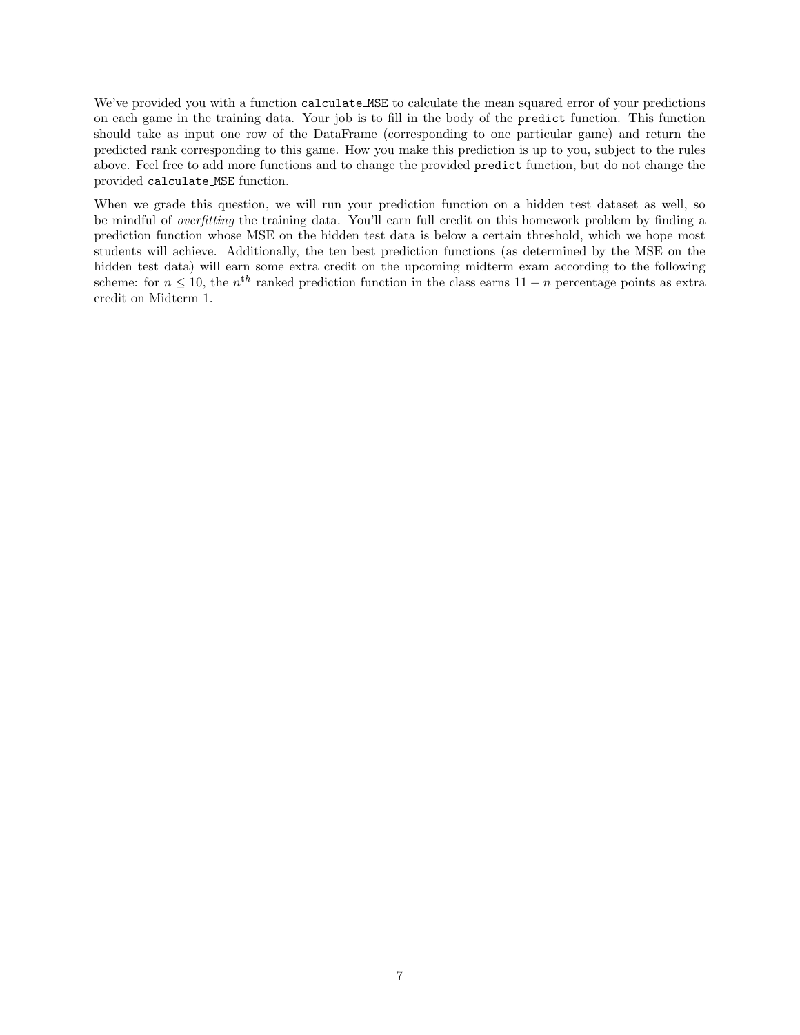We've provided you with a function `calculate_MSE` to calculate the mean squared error of your predictions on each game in the training data. Your job is to fill in the body of the `predict` function. This function should take as input one row of the DataFrame (corresponding to one particular game) and return the predicted rank corresponding to this game. How you make this prediction is up to you, subject to the rules above. Feel free to add more functions and to change the provided `predict` function, but do not change the provided `calculate_MSE` function.

When we grade this question, we will run your prediction function on a hidden test dataset as well, so be mindful of *overfitting* the training data. You'll earn full credit on this homework problem by finding a prediction function whose MSE on the hidden test data is below a certain threshold, which we hope most students will achieve. Additionally, the ten best prediction functions (as determined by the MSE on the hidden test data) will earn some extra credit on the upcoming midterm exam according to the following scheme: for $n \leq 10$, the $n^{th}$ ranked prediction function in the class earns $11 - n$ percentage points as extra credit on Midterm 1.